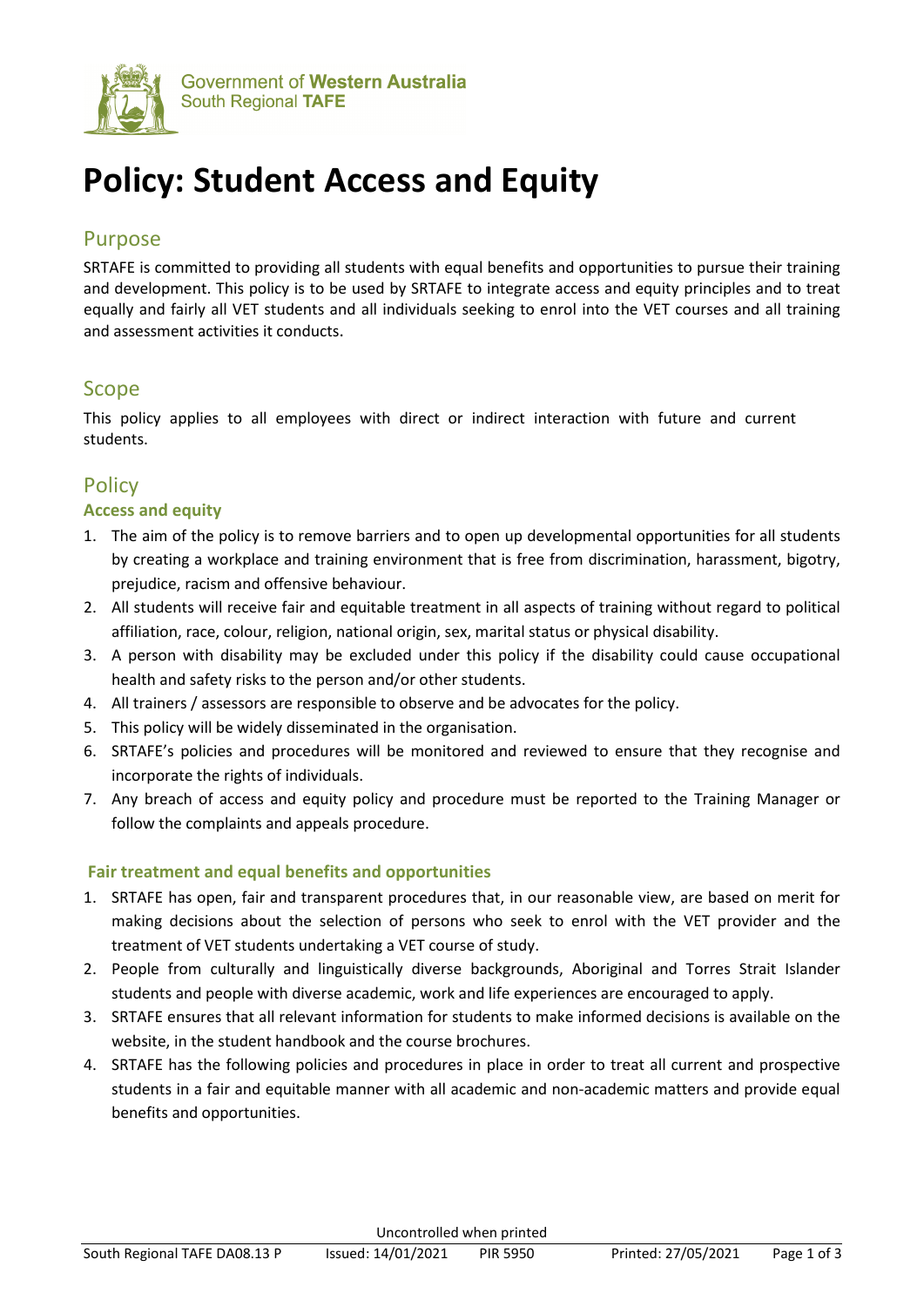Government of **Western Australia**
South Regional **TAFE**

# Policy: Student Access and Equity

## Purpose

SRTAFE is committed to providing all students with equal benefits and opportunities to pursue their training and development. This policy is to be used by SRTAFE to integrate access and equity principles and to treat equally and fairly all VET students and all individuals seeking to enrol into the VET courses and all training and assessment activities it conducts.

## Scope

This policy applies to all employees with direct or indirect interaction with future and current students.

## Policy

### Access and equity

1. The aim of the policy is to remove barriers and to open up developmental opportunities for all students by creating a workplace and training environment that is free from discrimination, harassment, bigotry, prejudice, racism and offensive behaviour.
2. All students will receive fair and equitable treatment in all aspects of training without regard to political affiliation, race, colour, religion, national origin, sex, marital status or physical disability.
3. A person with disability may be excluded under this policy if the disability could cause occupational health and safety risks to the person and/or other students.
4. All trainers / assessors are responsible to observe and be advocates for the policy.
5. This policy will be widely disseminated in the organisation.
6. SRTAFE's policies and procedures will be monitored and reviewed to ensure that they recognise and incorporate the rights of individuals.
7. Any breach of access and equity policy and procedure must be reported to the Training Manager or follow the complaints and appeals procedure.

### Fair treatment and equal benefits and opportunities

1. SRTAFE has open, fair and transparent procedures that, in our reasonable view, are based on merit for making decisions about the selection of persons who seek to enrol with the VET provider and the treatment of VET students undertaking a VET course of study.
2. People from culturally and linguistically diverse backgrounds, Aboriginal and Torres Strait Islander students and people with diverse academic, work and life experiences are encouraged to apply.
3. SRTAFE ensures that all relevant information for students to make informed decisions is available on the website, in the student handbook and the course brochures.
4. SRTAFE has the following policies and procedures in place in order to treat all current and prospective students in a fair and equitable manner with all academic and non-academic matters and provide equal benefits and opportunities.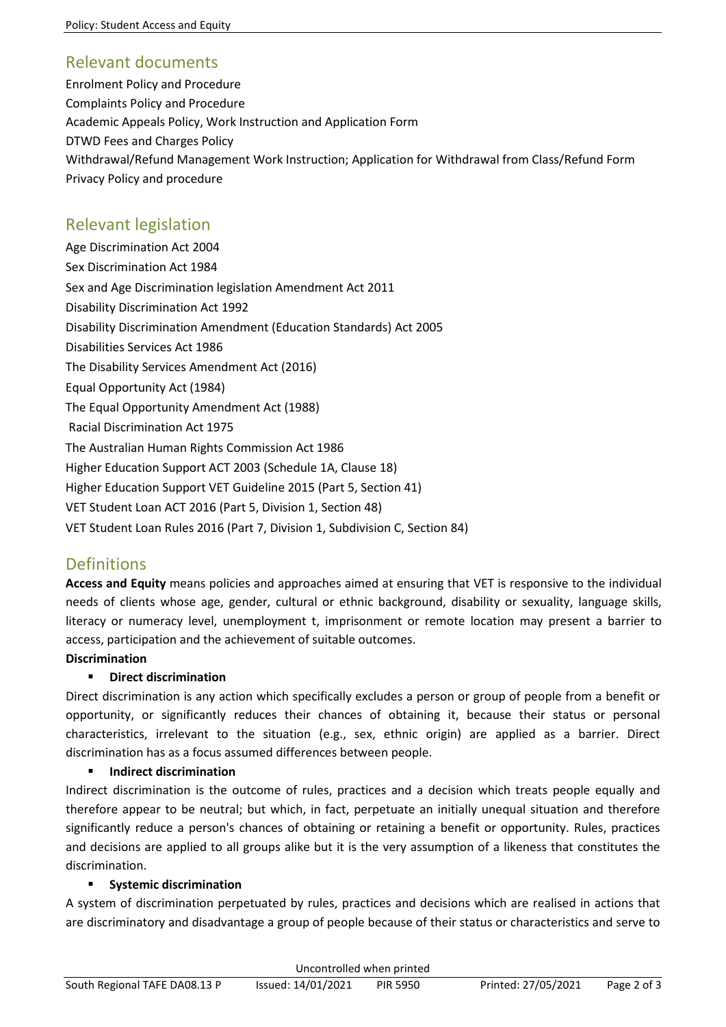## Relevant documents

Enrolment Policy and Procedure
Complaints Policy and Procedure
Academic Appeals Policy, Work Instruction and Application Form
DTWD Fees and Charges Policy
Withdrawal/Refund Management Work Instruction; Application for Withdrawal from Class/Refund Form
Privacy Policy and procedure

## Relevant legislation

Age Discrimination Act 2004
Sex Discrimination Act 1984
Sex and Age Discrimination legislation Amendment Act 2011
Disability Discrimination Act 1992
Disability Discrimination Amendment (Education Standards) Act 2005
Disabilities Services Act 1986
The Disability Services Amendment Act (2016)
Equal Opportunity Act (1984)
The Equal Opportunity Amendment Act (1988)
Racial Discrimination Act 1975
The Australian Human Rights Commission Act 1986
Higher Education Support ACT 2003 (Schedule 1A, Clause 18)
Higher Education Support VET Guideline 2015 (Part 5, Section 41)
VET Student Loan ACT 2016 (Part 5, Division 1, Section 48)
VET Student Loan Rules 2016 (Part 7, Division 1, Subdivision C, Section 84)

## Definitions

**Access and Equity** means policies and approaches aimed at ensuring that VET is responsive to the individual needs of clients whose age, gender, cultural or ethnic background, disability or sexuality, language skills, literacy or numeracy level, unemployment t, imprisonment or remote location may present a barrier to access, participation and the achievement of suitable outcomes.

**Discrimination**

- **Direct discrimination**

Direct discrimination is any action which specifically excludes a person or group of people from a benefit or opportunity, or significantly reduces their chances of obtaining it, because their status or personal characteristics, irrelevant to the situation (e.g., sex, ethnic origin) are applied as a barrier. Direct discrimination has as a focus assumed differences between people.

- **Indirect discrimination**

Indirect discrimination is the outcome of rules, practices and a decision which treats people equally and therefore appear to be neutral; but which, in fact, perpetuate an initially unequal situation and therefore significantly reduce a person's chances of obtaining or retaining a benefit or opportunity. Rules, practices and decisions are applied to all groups alike but it is the very assumption of a likeness that constitutes the discrimination.

- **Systemic discrimination**

A system of discrimination perpetuated by rules, practices and decisions which are realised in actions that are discriminatory and disadvantage a group of people because of their status or characteristics and serve to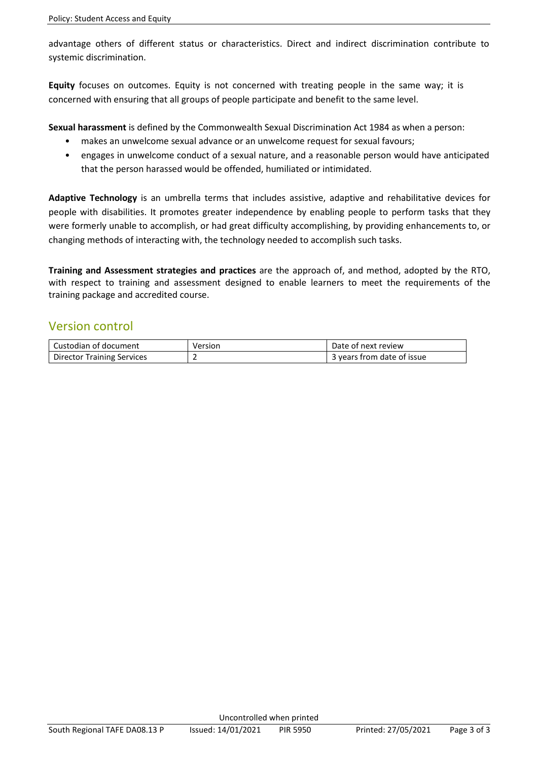advantage others of different status or characteristics. Direct and indirect discrimination contribute to systemic discrimination.

**Equity** focuses on outcomes. Equity is not concerned with treating people in the same way; it is concerned with ensuring that all groups of people participate and benefit to the same level.

**Sexual harassment** is defined by the Commonwealth Sexual Discrimination Act 1984 as when a person:

- makes an unwelcome sexual advance or an unwelcome request for sexual favours;
- engages in unwelcome conduct of a sexual nature, and a reasonable person would have anticipated that the person harassed would be offended, humiliated or intimidated.

**Adaptive Technology** is an umbrella terms that includes assistive, adaptive and rehabilitative devices for people with disabilities. It promotes greater independence by enabling people to perform tasks that they were formerly unable to accomplish, or had great difficulty accomplishing, by providing enhancements to, or changing methods of interacting with, the technology needed to accomplish such tasks.

**Training and Assessment strategies and practices** are the approach of, and method, adopted by the RTO, with respect to training and assessment designed to enable learners to meet the requirements of the training package and accredited course.

## Version control

| Custodian of document | Version | Date of next review |
|---|---|---|
| Director Training Services | 2 | 3 years from date of issue |